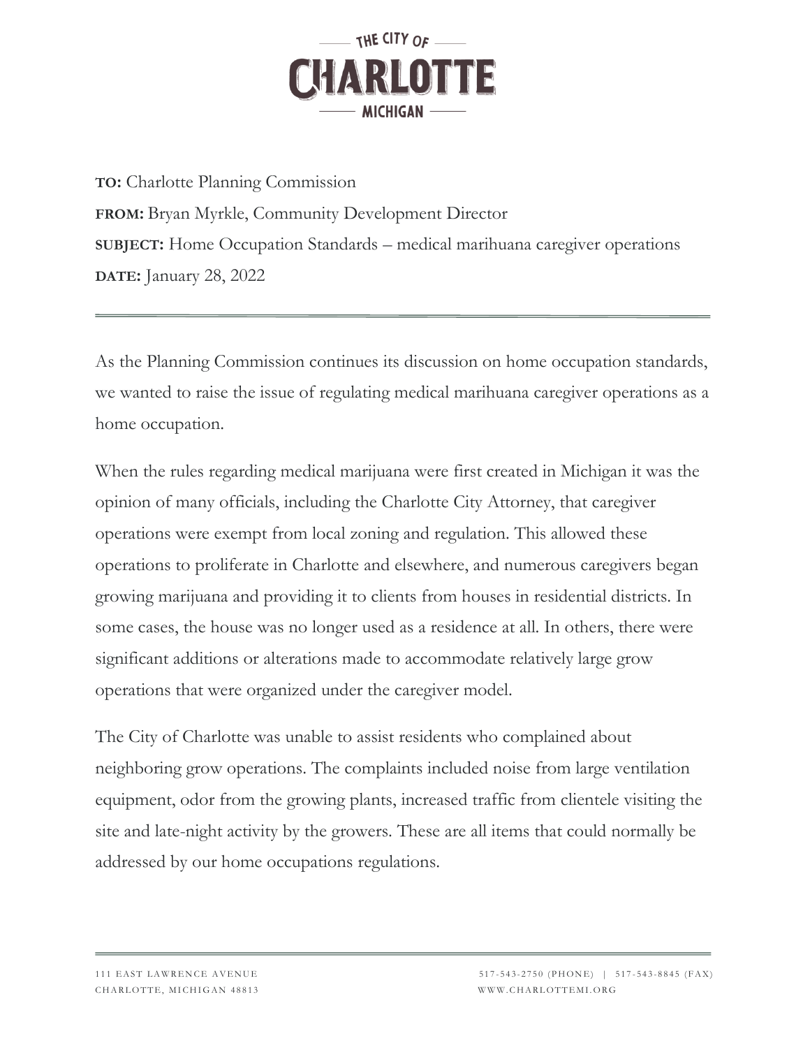# THE CITY OF CHARLOTTE MICHIGAN

**TO:** Charlotte Planning Commission

**FROM:** Bryan Myrkle, Community Development Director

**SUBJECT:** Home Occupation Standards – medical marihuana caregiver operations

**DATE:** January 28, 2022

---

As the Planning Commission continues its discussion on home occupation standards, we wanted to raise the issue of regulating medical marihuana caregiver operations as a home occupation.

When the rules regarding medical marijuana were first created in Michigan it was the opinion of many officials, including the Charlotte City Attorney, that caregiver operations were exempt from local zoning and regulation. This allowed these operations to proliferate in Charlotte and elsewhere, and numerous caregivers began growing marijuana and providing it to clients from houses in residential districts. In some cases, the house was no longer used as a residence at all. In others, there were significant additions or alterations made to accommodate relatively large grow operations that were organized under the caregiver model.

The City of Charlotte was unable to assist residents who complained about neighboring grow operations. The complaints included noise from large ventilation equipment, odor from the growing plants, increased traffic from clientele visiting the site and late-night activity by the growers. These are all items that could normally be addressed by our home occupations regulations.

---

111 EAST LAWRENCE AVENUE
CHARLOTTE, MICHIGAN 48813

517-543-2750 (PHONE) | 517-543-8845 (FAX)
WWW.CHARLOTTEMI.ORG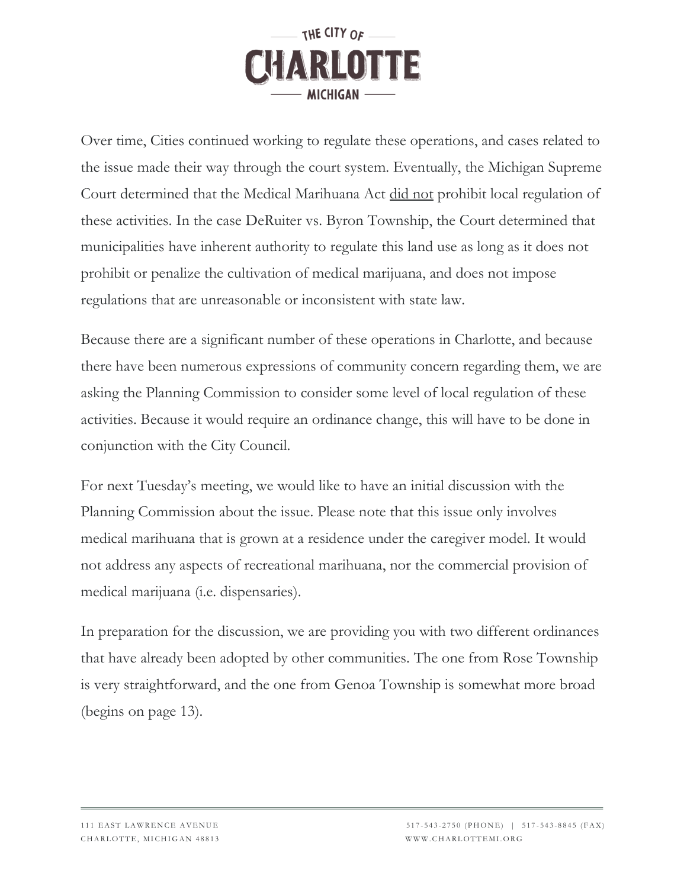Over time, Cities continued working to regulate these operations, and cases related to the issue made their way through the court system. Eventually, the Michigan Supreme Court determined that the Medical Marihuana Act <u>did not</u> prohibit local regulation of these activities. In the case DeRuiter vs. Byron Township, the Court determined that municipalities have inherent authority to regulate this land use as long as it does not prohibit or penalize the cultivation of medical marijuana, and does not impose regulations that are unreasonable or inconsistent with state law.

Because there are a significant number of these operations in Charlotte, and because there have been numerous expressions of community concern regarding them, we are asking the Planning Commission to consider some level of local regulation of these activities. Because it would require an ordinance change, this will have to be done in conjunction with the City Council.

For next Tuesday's meeting, we would like to have an initial discussion with the Planning Commission about the issue. Please note that this issue only involves medical marihuana that is grown at a residence under the caregiver model. It would not address any aspects of recreational marihuana, nor the commercial provision of medical marijuana (i.e. dispensaries).

In preparation for the discussion, we are providing you with two different ordinances that have already been adopted by other communities. The one from Rose Township is very straightforward, and the one from Genoa Township is somewhat more broad (begins on page 13).